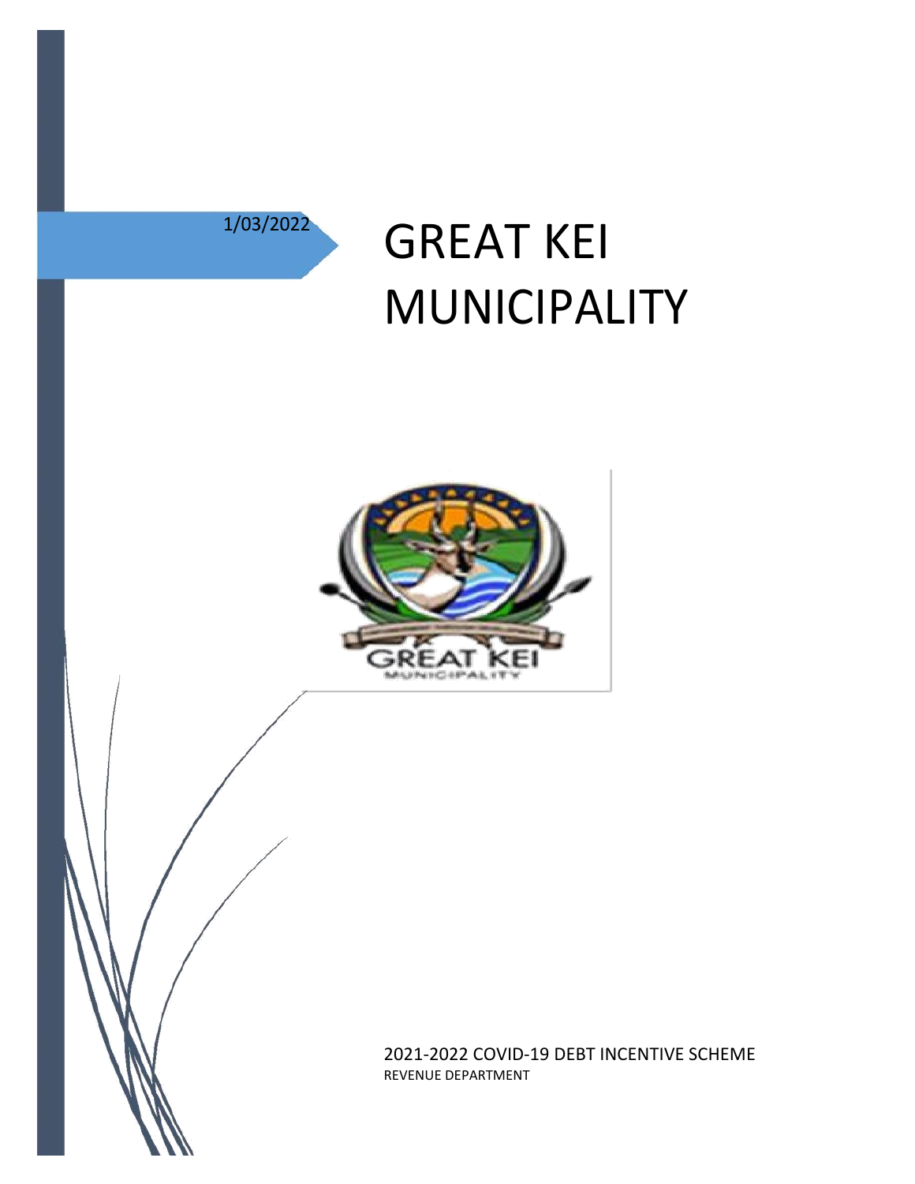1/03/2022

# GREAT KEI MUNICIPALITY

2021-2022 COVID-19 DEBT INCENTIVE SCHEME

REVENUE DEPARTMENT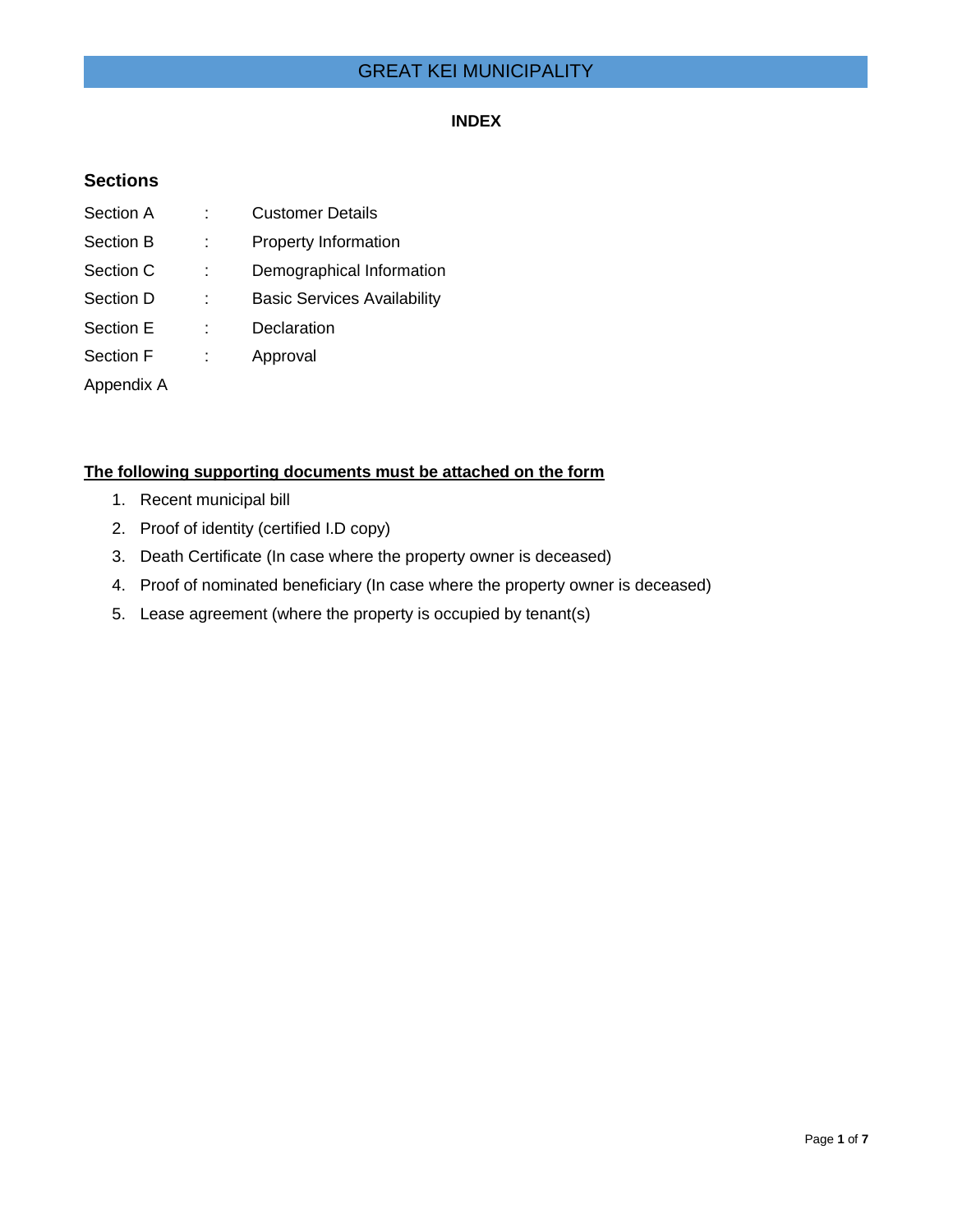# GREAT KEI MUNICIPALITY

**INDEX**

## Sections

| | | |
|---|---|---|
| Section A | : | Customer Details |
| Section B | : | Property Information |
| Section C | : | Demographical Information |
| Section D | : | Basic Services Availability |
| Section E | : | Declaration |
| Section F | : | Approval |
| Appendix A | | |

**The following supporting documents must be attached on the form**

1. Recent municipal bill
2. Proof of identity (certified I.D copy)
3. Death Certificate (In case where the property owner is deceased)
4. Proof of nominated beneficiary (In case where the property owner is deceased)
5. Lease agreement (where the property is occupied by tenant(s)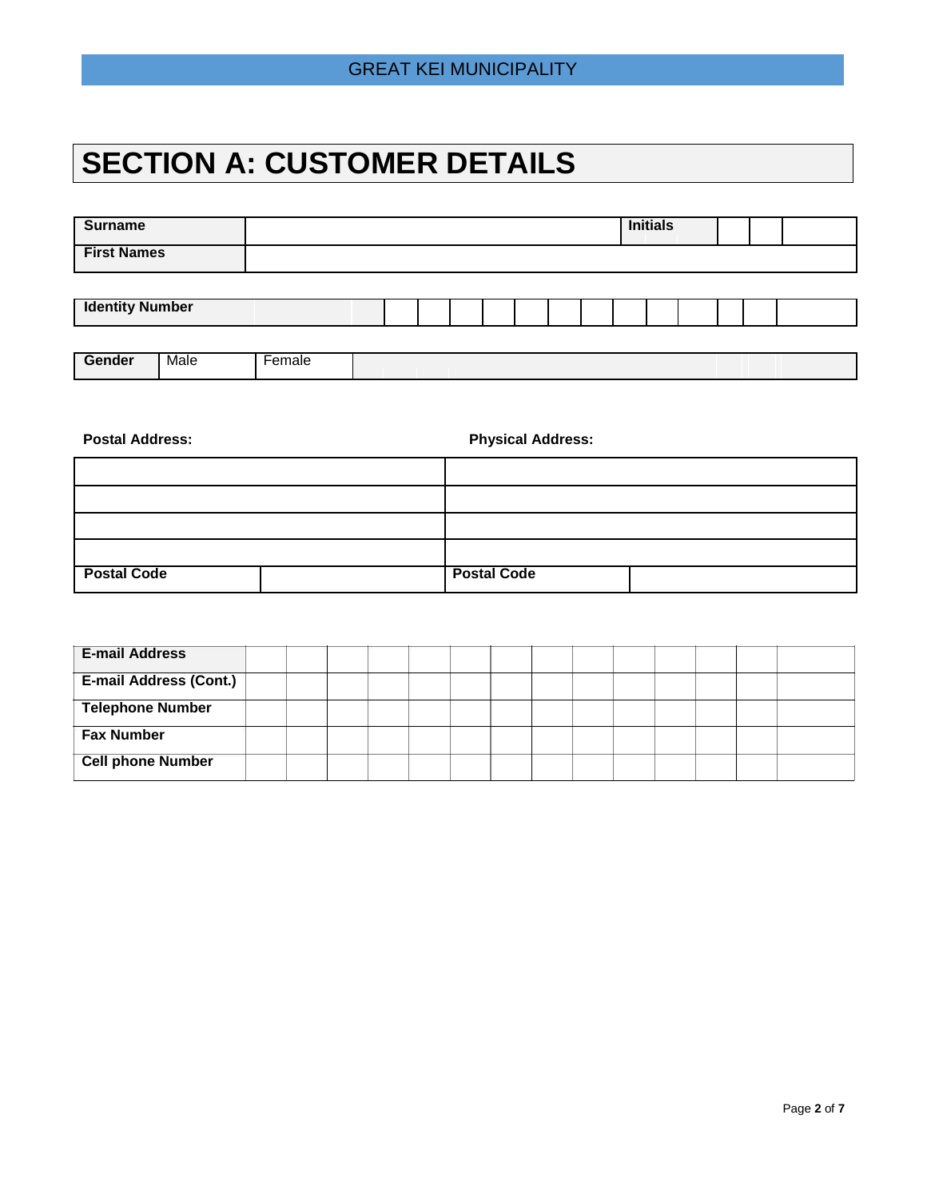# SECTION A: CUSTOMER DETAILS

| Surname | | Initials | | | |
|---|---|---|---|---|---|
| First Names | | | | | |

| Identity Number | | | | | | | | | | | | | | |
|---|---|---|---|---|---|---|---|---|---|---|---|---|---|---|

| Gender | Male | Female | |
|---|---|---|---|

| Postal Address: | | Physical Address: | |
|---|---|---|---|
| | | | |
| | | | |
| | | | |
| | | | |
| Postal Code | | Postal Code | |

| E-mail Address | | | | | | | | | | | | | | |
|---|---|---|---|---|---|---|---|---|---|---|---|---|---|---|
| E-mail Address (Cont.) | | | | | | | | | | | | | | |
| Telephone Number | | | | | | | | | | | | | | |
| Fax Number | | | | | | | | | | | | | | |
| Cell phone Number | | | | | | | | | | | | | | |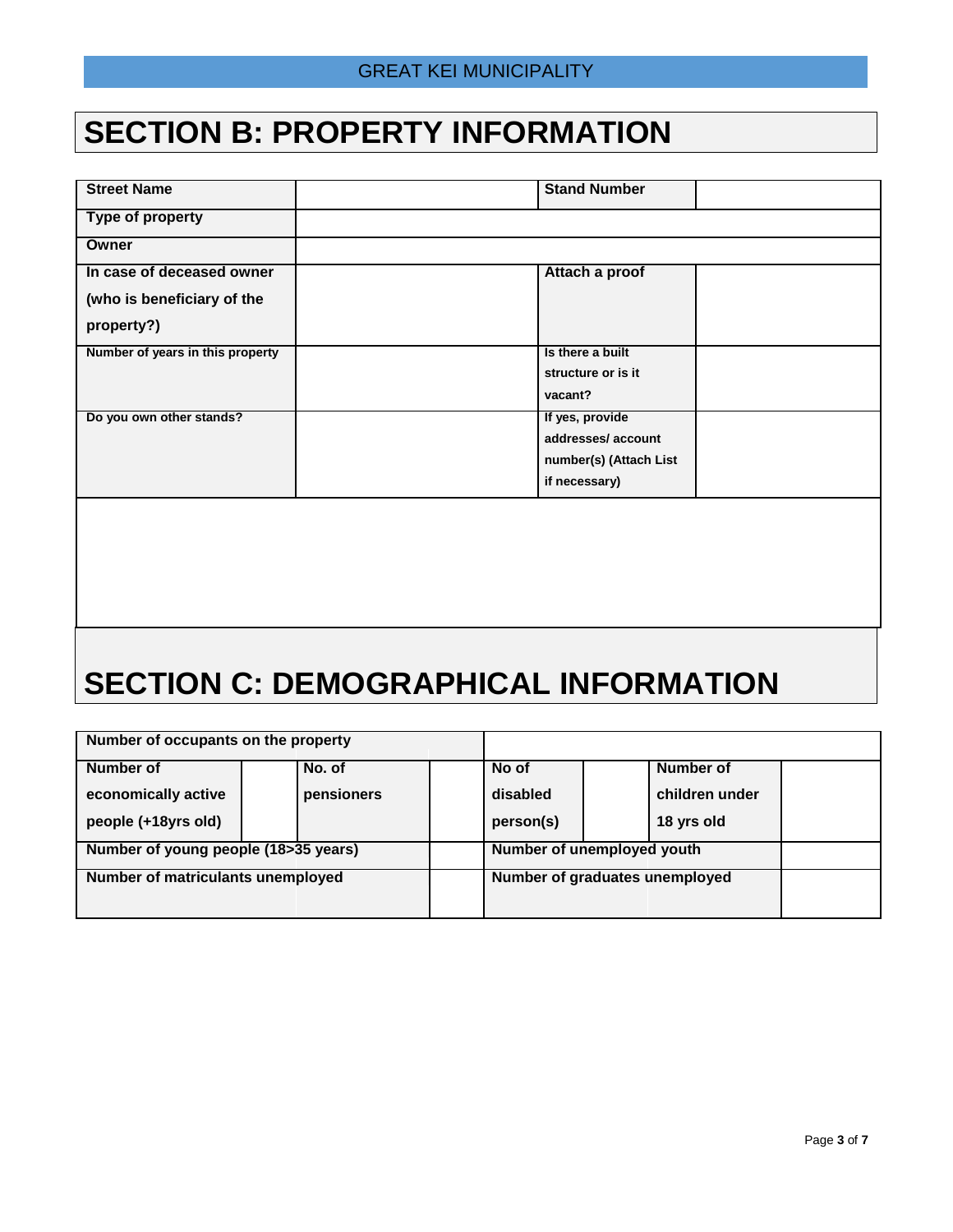# SECTION B: PROPERTY INFORMATION

| **Street Name** | | **Stand Number** | |
|---|---|---|---|
| **Type of property** | | | |
| **Owner** | | | |
| **In case of deceased owner (who is beneficiary of the property?)** | | **Attach a proof** | |
| **Number of years in this property** | | **Is there a built structure or is it vacant?** | |
| **Do you own other stands?** | | **If yes, provide addresses/ account number(s) (Attach List if necessary)** | |

# SECTION C: DEMOGRAPHICAL INFORMATION

| **Number of occupants on the property** | | | | | | | |
|---|---|---|---|---|---|---|---|
| **Number of economically active people (+18yrs old)** | | **No. of pensioners** | | **No of disabled person(s)** | | **Number of children under 18 yrs old** | |
| **Number of young people (18>35 years)** | | | | **Number of unemployed youth** | | | |
| **Number of matriculants unemployed** | | | | **Number of graduates unemployed** | | | |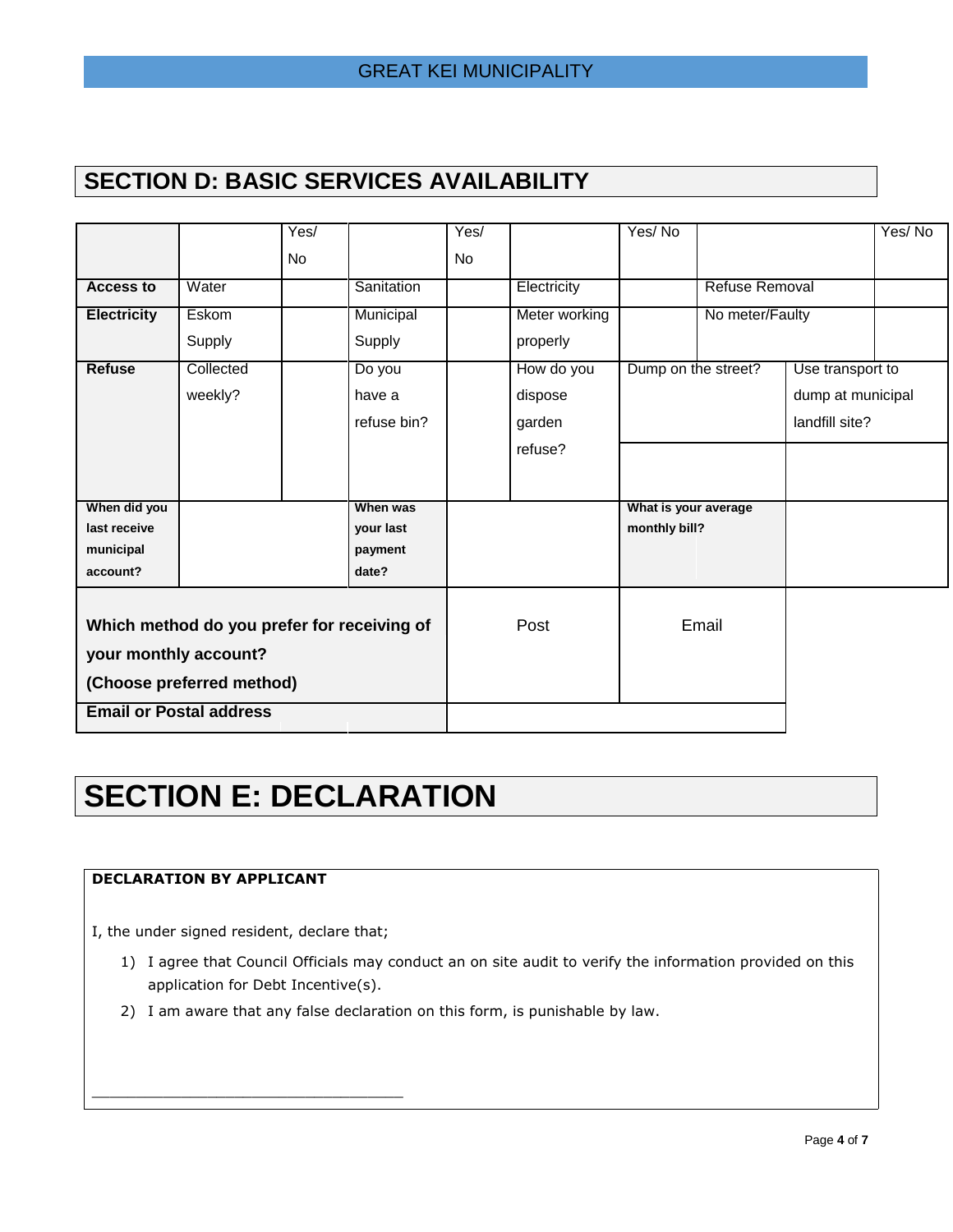## SECTION D: BASIC SERVICES AVAILABILITY

| | | Yes/ No | | Yes/ No | | Yes/ No | | | Yes/ No |
|---|---|---|---|---|---|---|---|---|---|
| **Access to** | Water | | Sanitation | | Electricity | | Refuse Removal | | |
| **Electricity** | Eskom Supply | | Municipal Supply | | Meter working properly | | No meter/Faulty | | |
| **Refuse** | Collected weekly? | | Do you have a refuse bin? | | How do you dispose garden refuse? | Dump on the street? | | Use transport to dump at municipal landfill site? | |
| **When did you last receive municipal account?** | | | **When was your last payment date?** | | | **What is your average monthly bill?** | | | |

| **Which method do you prefer for receiving of your monthly account? (Choose preferred method)** | Post | Email |
|---|---|---|
| **Email or Postal address** | | |

# SECTION E: DECLARATION

**DECLARATION BY APPLICANT**

I, the under signed resident, declare that;

1) I agree that Council Officials may conduct an on site audit to verify the information provided on this application for Debt Incentive(s).
2) I am aware that any false declaration on this form, is punishable by law.

\_\_\_\_\_\_\_\_\_\_\_\_\_\_\_\_\_\_\_\_\_\_\_\_\_\_\_\_\_\_\_\_\_\_\_\_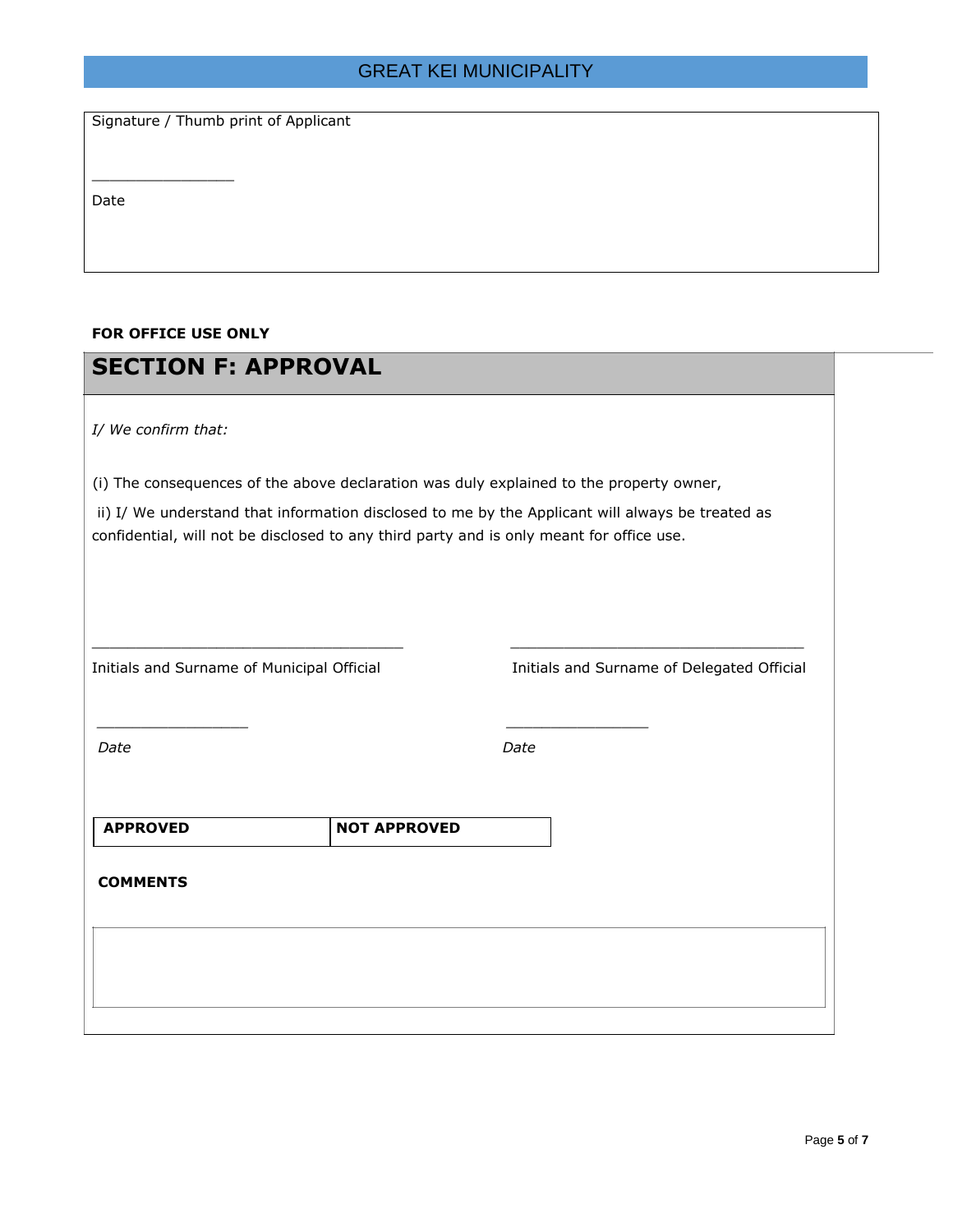Signature / Thumb print of Applicant

________________

Date

**FOR OFFICE USE ONLY**

## SECTION F: APPROVAL

*I/ We confirm that:*

(i) The consequences of the above declaration was duly explained to the property owner,

ii) I/ We understand that information disclosed to me by the Applicant will always be treated as confidential, will not be disclosed to any third party and is only meant for office use.

___________________________________

Initials and Surname of Municipal Official

___________________________________

Initials and Surname of Delegated Official

_________________

*Date*

_________________

*Date*

| **APPROVED** | **NOT APPROVED** |
|---|---|

**COMMENTS**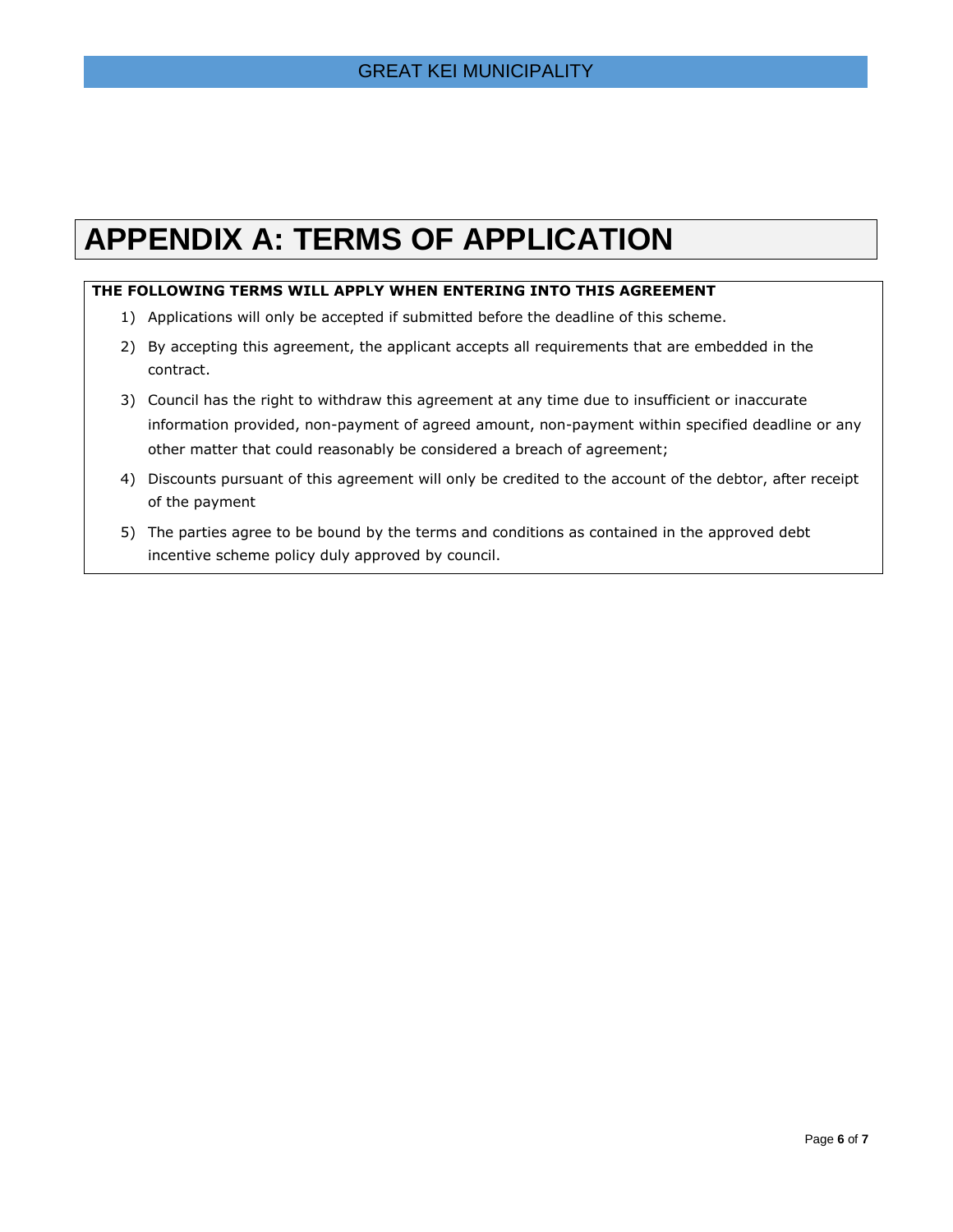# APPENDIX A: TERMS OF APPLICATION

**THE FOLLOWING TERMS WILL APPLY WHEN ENTERING INTO THIS AGREEMENT**

1) Applications will only be accepted if submitted before the deadline of this scheme.
2) By accepting this agreement, the applicant accepts all requirements that are embedded in the contract.
3) Council has the right to withdraw this agreement at any time due to insufficient or inaccurate information provided, non-payment of agreed amount, non-payment within specified deadline or any other matter that could reasonably be considered a breach of agreement;
4) Discounts pursuant of this agreement will only be credited to the account of the debtor, after receipt of the payment
5) The parties agree to be bound by the terms and conditions as contained in the approved debt incentive scheme policy duly approved by council.